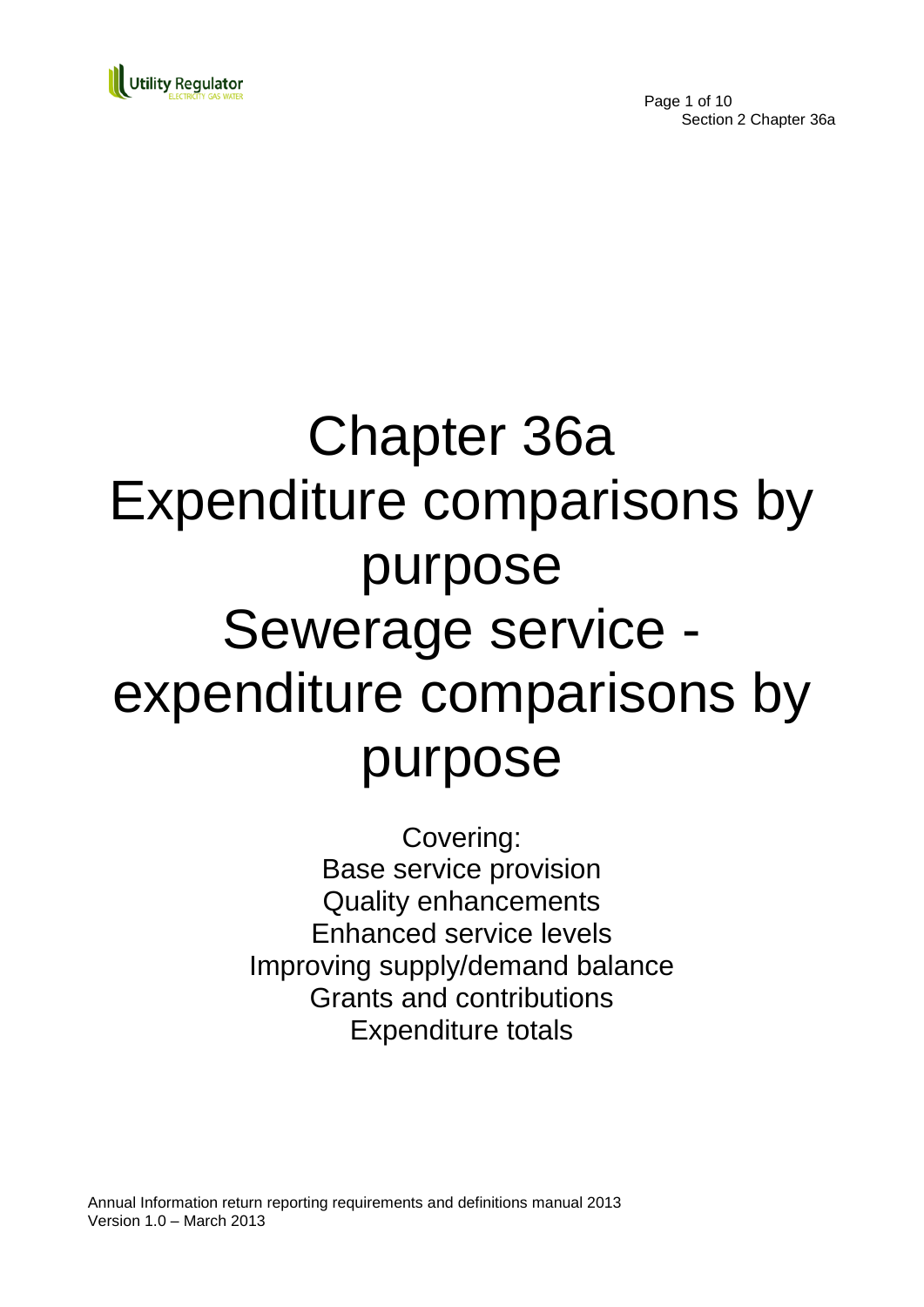# Chapter 36a Expenditure comparisons by purpose Sewerage service - expenditure comparisons by purpose

Covering:
Base service provision
Quality enhancements
Enhanced service levels
Improving supply/demand balance
Grants and contributions
Expenditure totals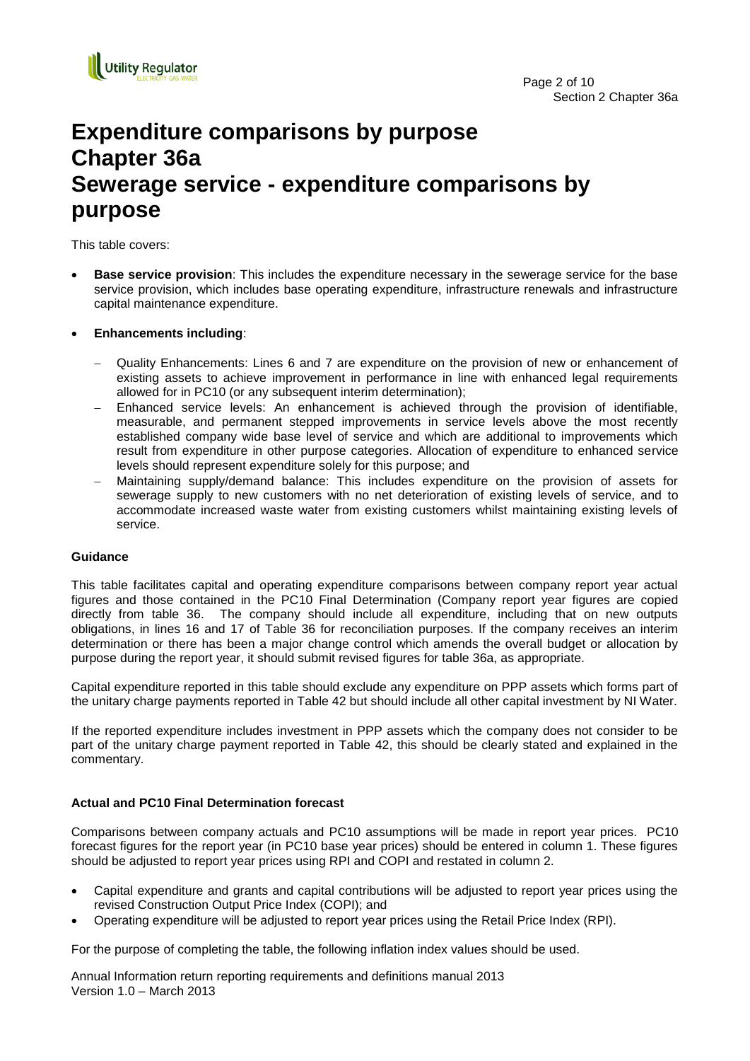# Expenditure comparisons by purpose
# Chapter 36a
# Sewerage service - expenditure comparisons by purpose

This table covers:

- **Base service provision**: This includes the expenditure necessary in the sewerage service for the base service provision, which includes base operating expenditure, infrastructure renewals and infrastructure capital maintenance expenditure.

- **Enhancements including**:
  - Quality Enhancements: Lines 6 and 7 are expenditure on the provision of new or enhancement of existing assets to achieve improvement in performance in line with enhanced legal requirements allowed for in PC10 (or any subsequent interim determination);
  - Enhanced service levels: An enhancement is achieved through the provision of identifiable, measurable, and permanent stepped improvements in service levels above the most recently established company wide base level of service and which are additional to improvements which result from expenditure in other purpose categories. Allocation of expenditure to enhanced service levels should represent expenditure solely for this purpose; and
  - Maintaining supply/demand balance: This includes expenditure on the provision of assets for sewerage supply to new customers with no net deterioration of existing levels of service, and to accommodate increased waste water from existing customers whilst maintaining existing levels of service.

### Guidance

This table facilitates capital and operating expenditure comparisons between company report year actual figures and those contained in the PC10 Final Determination (Company report year figures are copied directly from table 36. The company should include all expenditure, including that on new outputs obligations, in lines 16 and 17 of Table 36 for reconciliation purposes. If the company receives an interim determination or there has been a major change control which amends the overall budget or allocation by purpose during the report year, it should submit revised figures for table 36a, as appropriate.

Capital expenditure reported in this table should exclude any expenditure on PPP assets which forms part of the unitary charge payments reported in Table 42 but should include all other capital investment by NI Water.

If the reported expenditure includes investment in PPP assets which the company does not consider to be part of the unitary charge payment reported in Table 42, this should be clearly stated and explained in the commentary.

### Actual and PC10 Final Determination forecast

Comparisons between company actuals and PC10 assumptions will be made in report year prices. PC10 forecast figures for the report year (in PC10 base year prices) should be entered in column 1. These figures should be adjusted to report year prices using RPI and COPI and restated in column 2.

- Capital expenditure and grants and capital contributions will be adjusted to report year prices using the revised Construction Output Price Index (COPI); and
- Operating expenditure will be adjusted to report year prices using the Retail Price Index (RPI).

For the purpose of completing the table, the following inflation index values should be used.

Annual Information return reporting requirements and definitions manual 2013
Version 1.0 – March 2013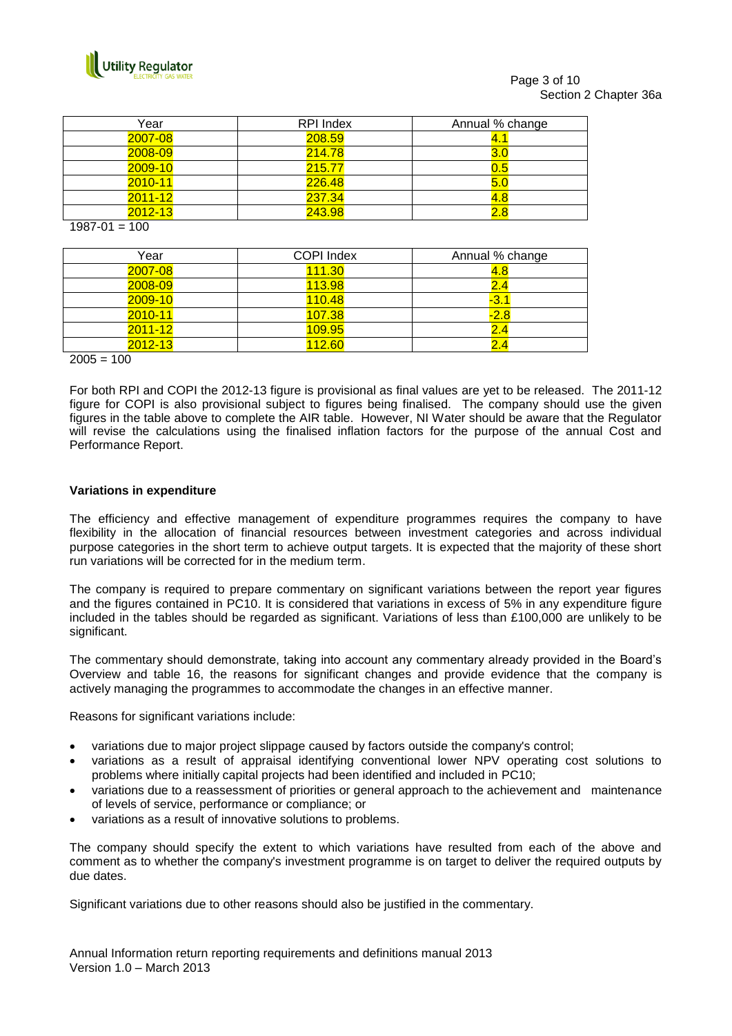| Year | RPI Index | Annual % change |
|---|---|---|
| 2007-08 | 208.59 | 4.1 |
| 2008-09 | 214.78 | 3.0 |
| 2009-10 | 215.77 | 0.5 |
| 2010-11 | 226.48 | 5.0 |
| 2011-12 | 237.34 | 4.8 |
| 2012-13 | 243.98 | 2.8 |

1987-01 = 100

| Year | COPI Index | Annual % change |
|---|---|---|
| 2007-08 | 111.30 | 4.8 |
| 2008-09 | 113.98 | 2.4 |
| 2009-10 | 110.48 | -3.1 |
| 2010-11 | 107.38 | -2.8 |
| 2011-12 | 109.95 | 2.4 |
| 2012-13 | 112.60 | 2.4 |

2005 = 100

For both RPI and COPI the 2012-13 figure is provisional as final values are yet to be released. The 2011-12 figure for COPI is also provisional subject to figures being finalised. The company should use the given figures in the table above to complete the AIR table. However, NI Water should be aware that the Regulator will revise the calculations using the finalised inflation factors for the purpose of the annual Cost and Performance Report.

**Variations in expenditure**

The efficiency and effective management of expenditure programmes requires the company to have flexibility in the allocation of financial resources between investment categories and across individual purpose categories in the short term to achieve output targets. It is expected that the majority of these short run variations will be corrected for in the medium term.

The company is required to prepare commentary on significant variations between the report year figures and the figures contained in PC10. It is considered that variations in excess of 5% in any expenditure figure included in the tables should be regarded as significant. Variations of less than £100,000 are unlikely to be significant.

The commentary should demonstrate, taking into account any commentary already provided in the Board's Overview and table 16, the reasons for significant changes and provide evidence that the company is actively managing the programmes to accommodate the changes in an effective manner.

Reasons for significant variations include:

- variations due to major project slippage caused by factors outside the company's control;
- variations as a result of appraisal identifying conventional lower NPV operating cost solutions to problems where initially capital projects had been identified and included in PC10;
- variations due to a reassessment of priorities or general approach to the achievement and maintenance of levels of service, performance or compliance; or
- variations as a result of innovative solutions to problems.

The company should specify the extent to which variations have resulted from each of the above and comment as to whether the company's investment programme is on target to deliver the required outputs by due dates.

Significant variations due to other reasons should also be justified in the commentary.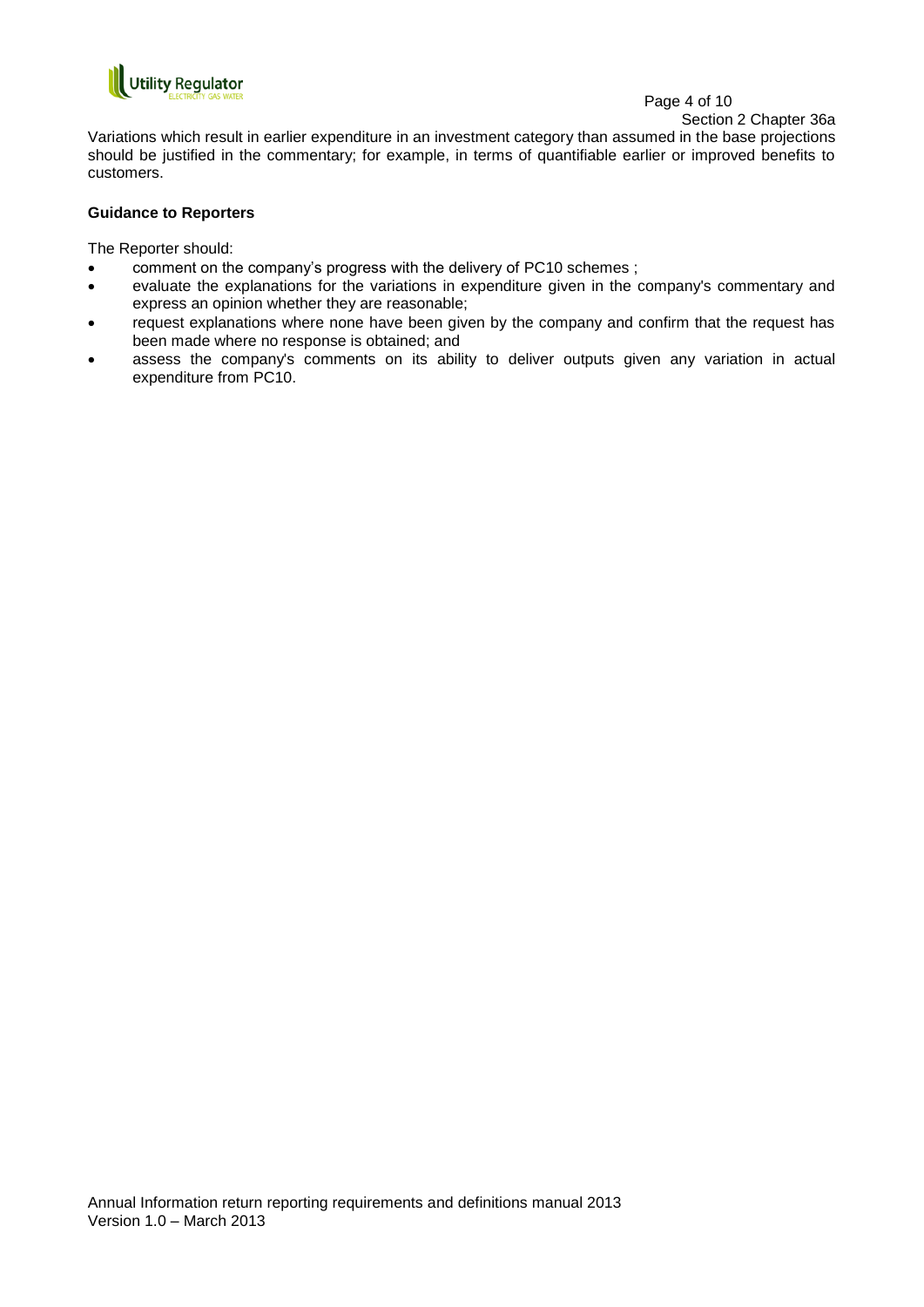Variations which result in earlier expenditure in an investment category than assumed in the base projections should be justified in the commentary; for example, in terms of quantifiable earlier or improved benefits to customers.

**Guidance to Reporters**

The Reporter should:

- comment on the company's progress with the delivery of PC10 schemes ;
- evaluate the explanations for the variations in expenditure given in the company's commentary and express an opinion whether they are reasonable;
- request explanations where none have been given by the company and confirm that the request has been made where no response is obtained; and
- assess the company's comments on its ability to deliver outputs given any variation in actual expenditure from PC10.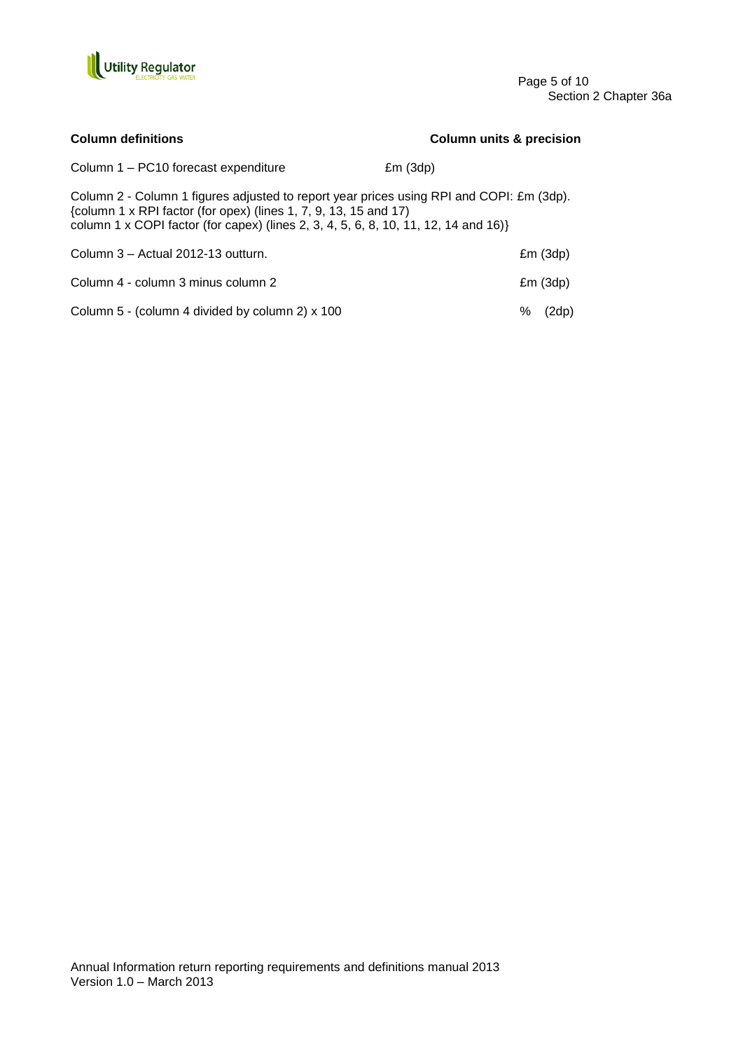| **Column definitions** | **Column units & precision** |
|---|---|
| Column 1 – PC10 forecast expenditure | £m (3dp) |

Column 2 - Column 1 figures adjusted to report year prices using RPI and COPI: £m (3dp).
{column 1 x RPI factor (for opex) (lines 1, 7, 9, 13, 15 and 17)
column 1 x COPI factor (for capex) (lines 2, 3, 4, 5, 6, 8, 10, 11, 12, 14 and 16)}

| | |
|---|---|
| Column 3 – Actual 2012-13 outturn. | £m (3dp) |
| Column 4 - column 3 minus column 2 | £m (3dp) |
| Column 5 - (column 4 divided by column 2) x 100 | % (2dp) |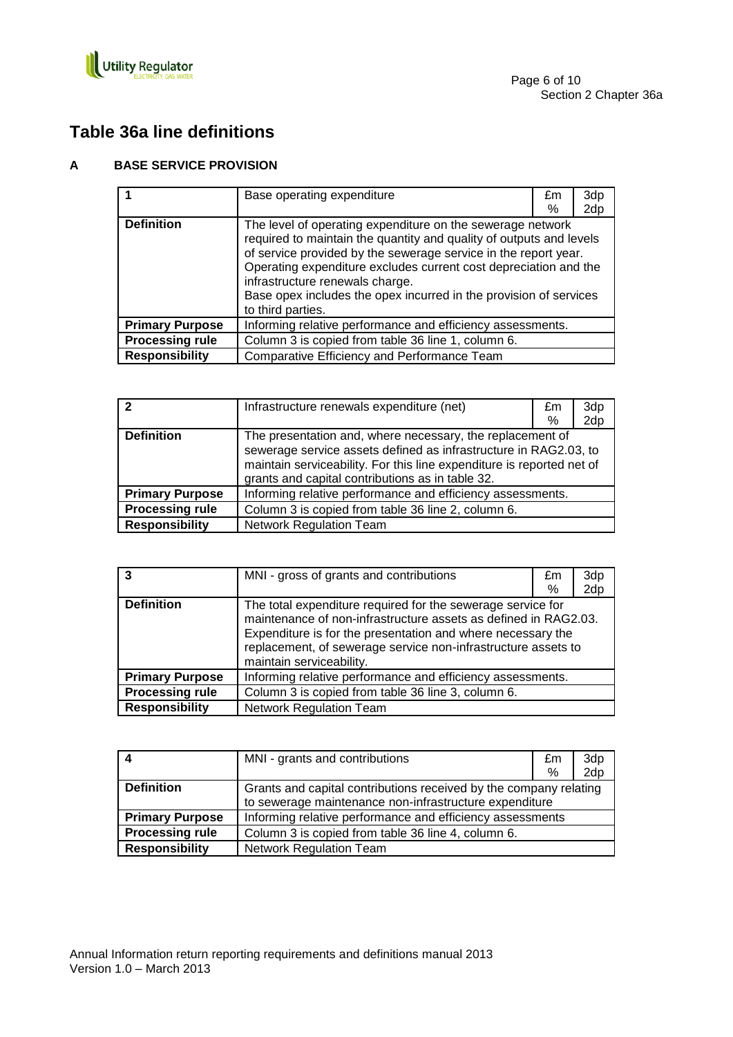# Table 36a line definitions

## A BASE SERVICE PROVISION

| 1 | Base operating expenditure | £m<br>% | 3dp<br>2dp |
|---|---|---|---|
| **Definition** | The level of operating expenditure on the sewerage network required to maintain the quantity and quality of outputs and levels of service provided by the sewerage service in the report year. Operating expenditure excludes current cost depreciation and the infrastructure renewals charge.<br>Base opex includes the opex incurred in the provision of services to third parties. | | |
| **Primary Purpose** | Informing relative performance and efficiency assessments. | | |
| **Processing rule** | Column 3 is copied from table 36 line 1, column 6. | | |
| **Responsibility** | Comparative Efficiency and Performance Team | | |

| 2 | Infrastructure renewals expenditure (net) | £m<br>% | 3dp<br>2dp |
|---|---|---|---|
| **Definition** | The presentation and, where necessary, the replacement of sewerage service assets defined as infrastructure in RAG2.03, to maintain serviceability. For this line expenditure is reported net of grants and capital contributions as in table 32. | | |
| **Primary Purpose** | Informing relative performance and efficiency assessments. | | |
| **Processing rule** | Column 3 is copied from table 36 line 2, column 6. | | |
| **Responsibility** | Network Regulation Team | | |

| 3 | MNI - gross of grants and contributions | £m<br>% | 3dp<br>2dp |
|---|---|---|---|
| **Definition** | The total expenditure required for the sewerage service for maintenance of non-infrastructure assets as defined in RAG2.03. Expenditure is for the presentation and where necessary the replacement, of sewerage service non-infrastructure assets to maintain serviceability. | | |
| **Primary Purpose** | Informing relative performance and efficiency assessments. | | |
| **Processing rule** | Column 3 is copied from table 36 line 3, column 6. | | |
| **Responsibility** | Network Regulation Team | | |

| 4 | MNI - grants and contributions | £m<br>% | 3dp<br>2dp |
|---|---|---|---|
| **Definition** | Grants and capital contributions received by the company relating to sewerage maintenance non-infrastructure expenditure | | |
| **Primary Purpose** | Informing relative performance and efficiency assessments | | |
| **Processing rule** | Column 3 is copied from table 36 line 4, column 6. | | |
| **Responsibility** | Network Regulation Team | | |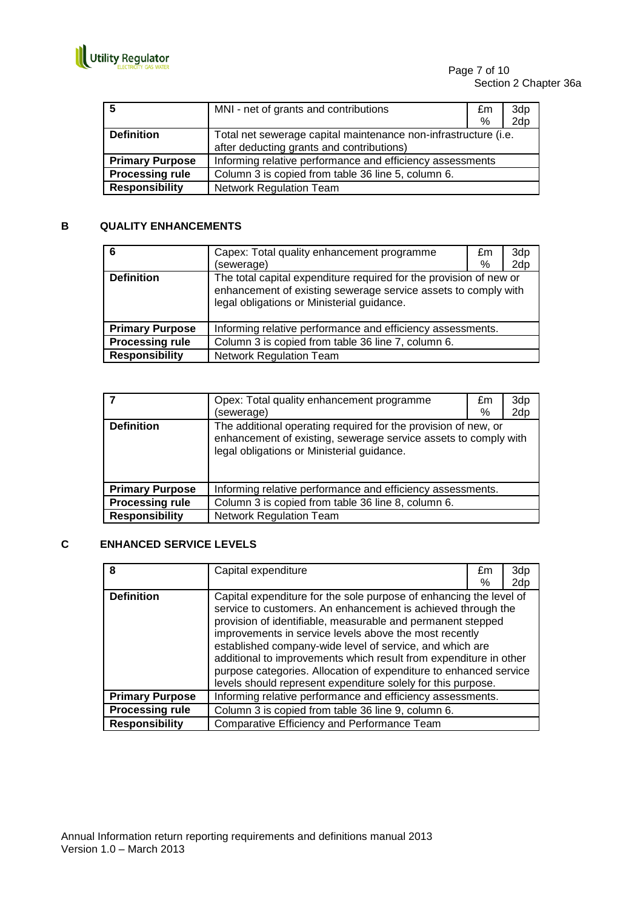| 5 | MNI - net of grants and contributions | £m<br>% | 3dp<br>2dp |
|---|---|---|---|
| **Definition** | Total net sewerage capital maintenance non-infrastructure (i.e. after deducting grants and contributions) | | |
| **Primary Purpose** | Informing relative performance and efficiency assessments | | |
| **Processing rule** | Column 3 is copied from table 36 line 5, column 6. | | |
| **Responsibility** | Network Regulation Team | | |

## B QUALITY ENHANCEMENTS

| 6 | Capex: Total quality enhancement programme (sewerage) | £m<br>% | 3dp<br>2dp |
|---|---|---|---|
| **Definition** | The total capital expenditure required for the provision of new or enhancement of existing sewerage service assets to comply with legal obligations or Ministerial guidance. | | |
| **Primary Purpose** | Informing relative performance and efficiency assessments. | | |
| **Processing rule** | Column 3 is copied from table 36 line 7, column 6. | | |
| **Responsibility** | Network Regulation Team | | |

| 7 | Opex: Total quality enhancement programme (sewerage) | £m<br>% | 3dp<br>2dp |
|---|---|---|---|
| **Definition** | The additional operating required for the provision of new, or enhancement of existing, sewerage service assets to comply with legal obligations or Ministerial guidance. | | |
| **Primary Purpose** | Informing relative performance and efficiency assessments. | | |
| **Processing rule** | Column 3 is copied from table 36 line 8, column 6. | | |
| **Responsibility** | Network Regulation Team | | |

## C ENHANCED SERVICE LEVELS

| 8 | Capital expenditure | £m<br>% | 3dp<br>2dp |
|---|---|---|---|
| **Definition** | Capital expenditure for the sole purpose of enhancing the level of service to customers. An enhancement is achieved through the provision of identifiable, measurable and permanent stepped improvements in service levels above the most recently established company-wide level of service, and which are additional to improvements which result from expenditure in other purpose categories. Allocation of expenditure to enhanced service levels should represent expenditure solely for this purpose. | | |
| **Primary Purpose** | Informing relative performance and efficiency assessments. | | |
| **Processing rule** | Column 3 is copied from table 36 line 9, column 6. | | |
| **Responsibility** | Comparative Efficiency and Performance Team | | |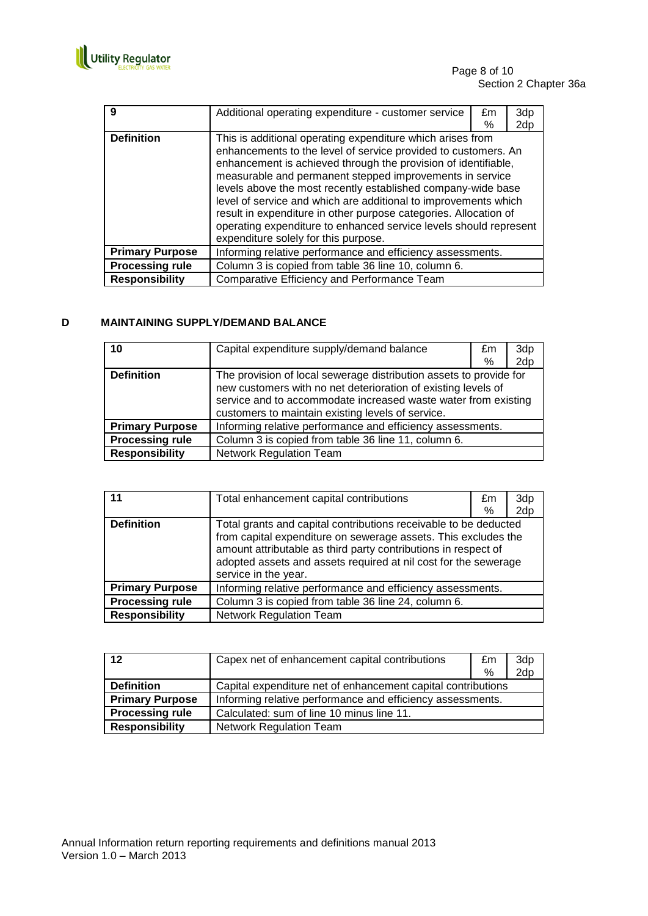| 9 | Additional operating expenditure - customer service | £m<br>% | 3dp<br>2dp |
|---|---|---|---|
| **Definition** | This is additional operating expenditure which arises from enhancements to the level of service provided to customers. An enhancement is achieved through the provision of identifiable, measurable and permanent stepped improvements in service levels above the most recently established company-wide base level of service and which are additional to improvements which result in expenditure in other purpose categories. Allocation of operating expenditure to enhanced service levels should represent expenditure solely for this purpose. | | |
| **Primary Purpose** | Informing relative performance and efficiency assessments. | | |
| **Processing rule** | Column 3 is copied from table 36 line 10, column 6. | | |
| **Responsibility** | Comparative Efficiency and Performance Team | | |

## D MAINTAINING SUPPLY/DEMAND BALANCE

| 10 | Capital expenditure supply/demand balance | £m<br>% | 3dp<br>2dp |
|---|---|---|---|
| **Definition** | The provision of local sewerage distribution assets to provide for new customers with no net deterioration of existing levels of service and to accommodate increased waste water from existing customers to maintain existing levels of service. | | |
| **Primary Purpose** | Informing relative performance and efficiency assessments. | | |
| **Processing rule** | Column 3 is copied from table 36 line 11, column 6. | | |
| **Responsibility** | Network Regulation Team | | |

| 11 | Total enhancement capital contributions | £m<br>% | 3dp<br>2dp |
|---|---|---|---|
| **Definition** | Total grants and capital contributions receivable to be deducted from capital expenditure on sewerage assets. This excludes the amount attributable as third party contributions in respect of adopted assets and assets required at nil cost for the sewerage service in the year. | | |
| **Primary Purpose** | Informing relative performance and efficiency assessments. | | |
| **Processing rule** | Column 3 is copied from table 36 line 24, column 6. | | |
| **Responsibility** | Network Regulation Team | | |

| 12 | Capex net of enhancement capital contributions | £m<br>% | 3dp<br>2dp |
|---|---|---|---|
| **Definition** | Capital expenditure net of enhancement capital contributions | | |
| **Primary Purpose** | Informing relative performance and efficiency assessments. | | |
| **Processing rule** | Calculated: sum of line 10 minus line 11. | | |
| **Responsibility** | Network Regulation Team | | |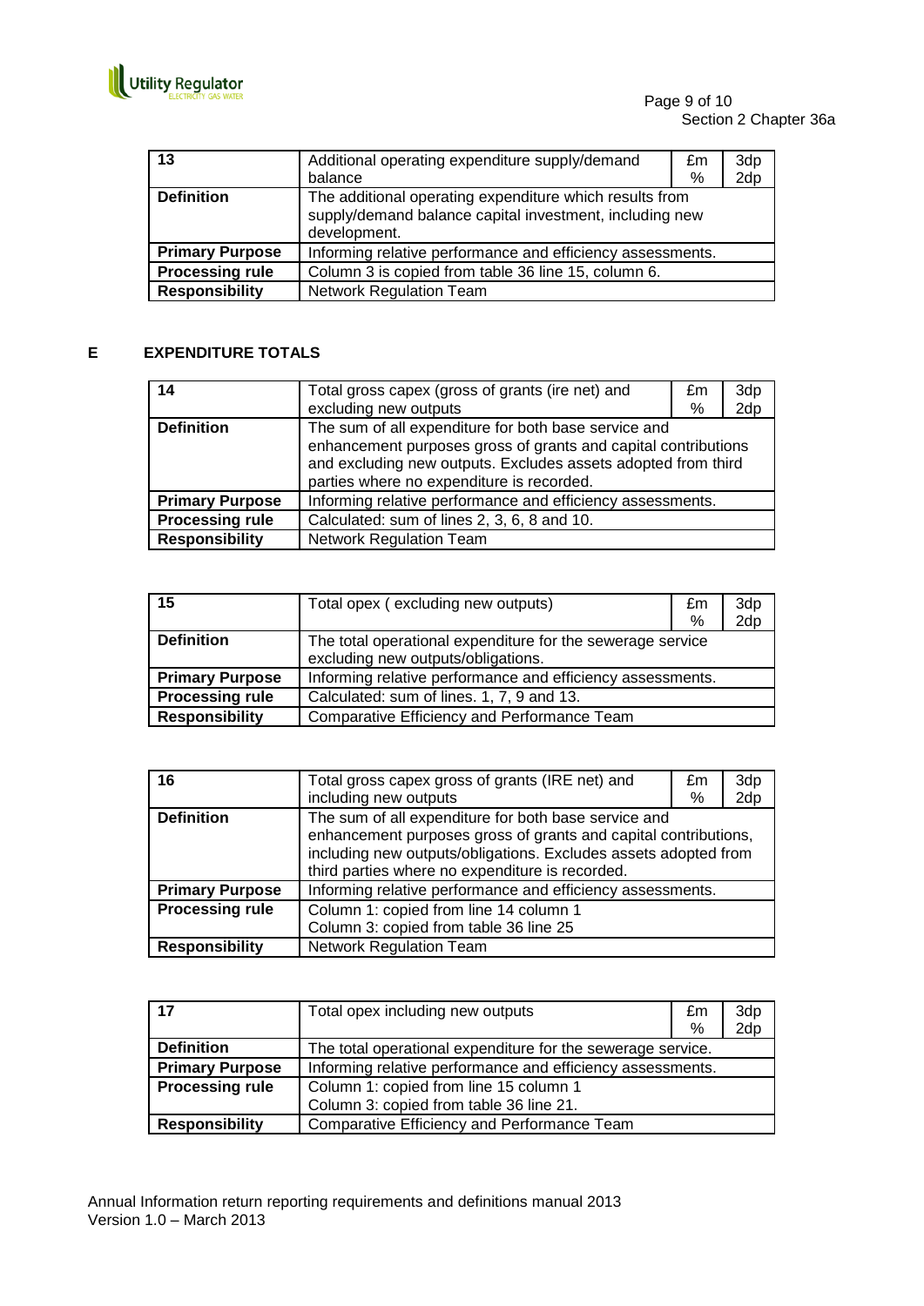| 13 | Additional operating expenditure supply/demand balance | £m % | 3dp 2dp |
|---|---|---|---|
| **Definition** | The additional operating expenditure which results from supply/demand balance capital investment, including new development. | | |
| **Primary Purpose** | Informing relative performance and efficiency assessments. | | |
| **Processing rule** | Column 3 is copied from table 36 line 15, column 6. | | |
| **Responsibility** | Network Regulation Team | | |

## E EXPENDITURE TOTALS

| 14 | Total gross capex (gross of grants (ire net) and excluding new outputs | £m % | 3dp 2dp |
|---|---|---|---|
| **Definition** | The sum of all expenditure for both base service and enhancement purposes gross of grants and capital contributions and excluding new outputs. Excludes assets adopted from third parties where no expenditure is recorded. | | |
| **Primary Purpose** | Informing relative performance and efficiency assessments. | | |
| **Processing rule** | Calculated: sum of lines 2, 3, 6, 8 and 10. | | |
| **Responsibility** | Network Regulation Team | | |

| 15 | Total opex ( excluding new outputs) | £m % | 3dp 2dp |
|---|---|---|---|
| **Definition** | The total operational expenditure for the sewerage service excluding new outputs/obligations. | | |
| **Primary Purpose** | Informing relative performance and efficiency assessments. | | |
| **Processing rule** | Calculated: sum of lines. 1, 7, 9 and 13. | | |
| **Responsibility** | Comparative Efficiency and Performance Team | | |

| 16 | Total gross capex gross of grants (IRE net) and including new outputs | £m % | 3dp 2dp |
|---|---|---|---|
| **Definition** | The sum of all expenditure for both base service and enhancement purposes gross of grants and capital contributions, including new outputs/obligations. Excludes assets adopted from third parties where no expenditure is recorded. | | |
| **Primary Purpose** | Informing relative performance and efficiency assessments. | | |
| **Processing rule** | Column 1: copied from line 14 column 1<br>Column 3: copied from table 36 line 25 | | |
| **Responsibility** | Network Regulation Team | | |

| 17 | Total opex including new outputs | £m % | 3dp 2dp |
|---|---|---|---|
| **Definition** | The total operational expenditure for the sewerage service. | | |
| **Primary Purpose** | Informing relative performance and efficiency assessments. | | |
| **Processing rule** | Column 1: copied from line 15 column 1<br>Column 3: copied from table 36 line 21. | | |
| **Responsibility** | Comparative Efficiency and Performance Team | | |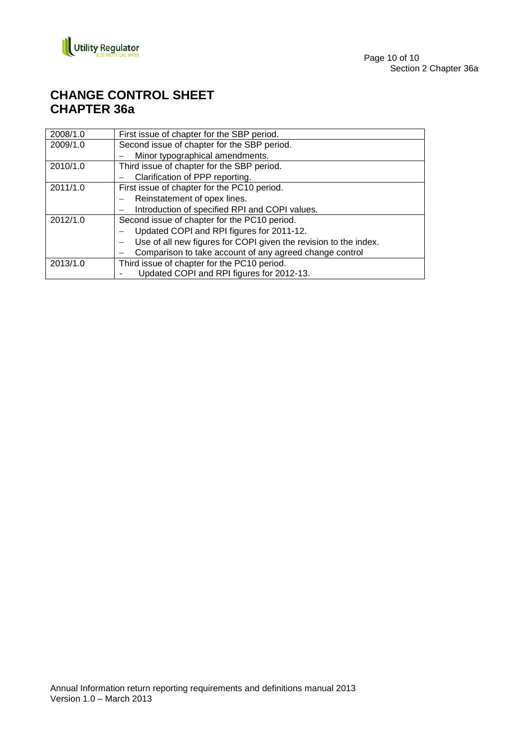# CHANGE CONTROL SHEET
# CHAPTER 36a

| | |
|---|---|
| 2008/1.0 | First issue of chapter for the SBP period. |
| 2009/1.0 | Second issue of chapter for the SBP period.<br>– Minor typographical amendments. |
| 2010/1.0 | Third issue of chapter for the SBP period.<br>– Clarification of PPP reporting. |
| 2011/1.0 | First issue of chapter for the PC10 period.<br>– Reinstatement of opex lines.<br>– Introduction of specified RPI and COPI values. |
| 2012/1.0 | Second issue of chapter for the PC10 period.<br>– Updated COPI and RPI figures for 2011-12.<br>– Use of all new figures for COPI given the revision to the index.<br>– Comparison to take account of any agreed change control |
| 2013/1.0 | Third issue of chapter for the PC10 period.<br>- Updated COPI and RPI figures for 2012-13. |

Annual Information return reporting requirements and definitions manual 2013
Version 1.0 – March 2013